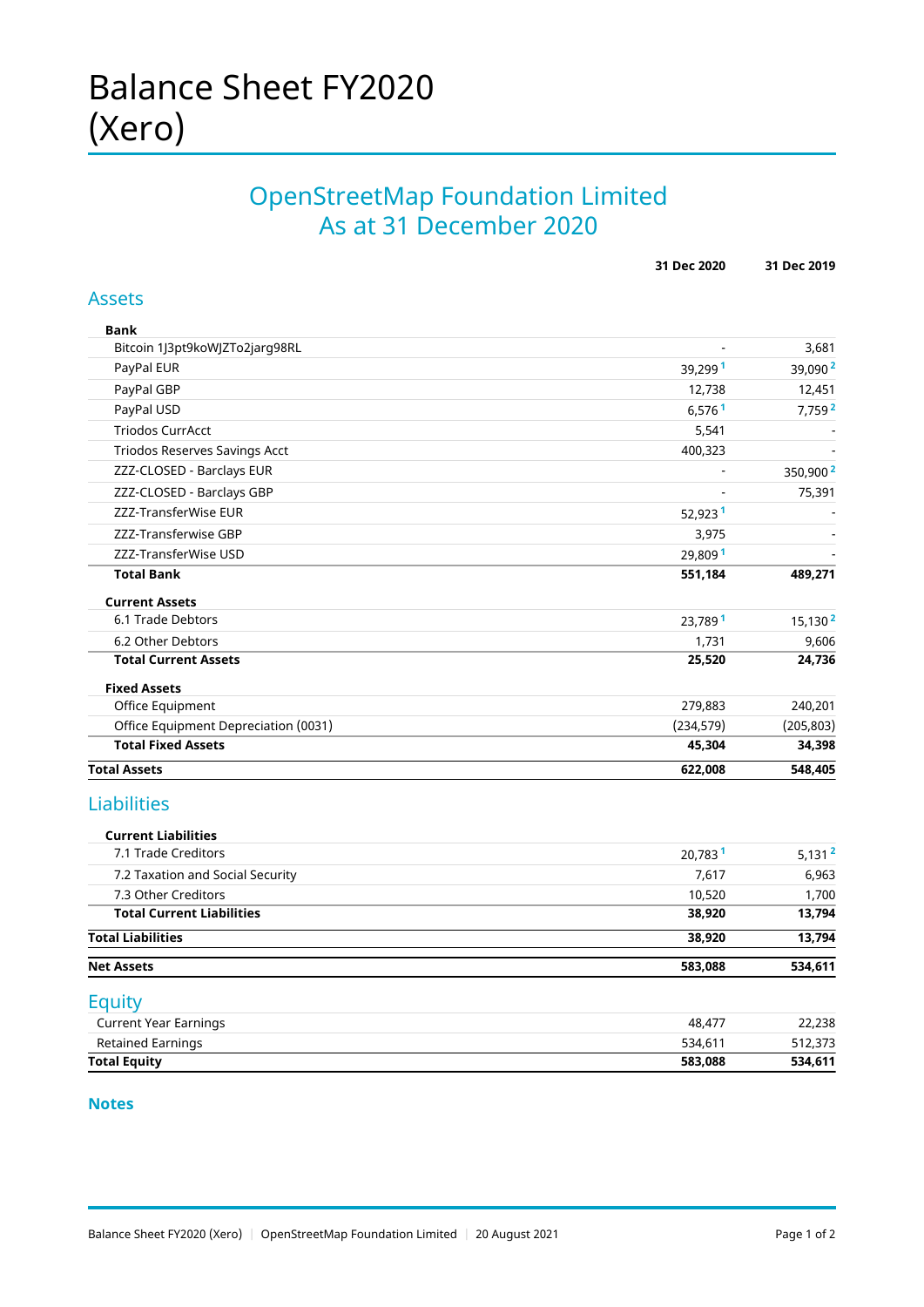# Balance Sheet FY2020 (Xero)

## OpenStreetMap Foundation Limited
## As at 31 December 2020

| | 31 Dec 2020 | 31 Dec 2019 |
|---|---|---|
| **Assets** | | |
| **Bank** | | |
| Bitcoin 1J3pt9koWJZTo2jarg98RL | - | 3,681 |
| PayPal EUR | 39,299 [1] | 39,090 [2] |
| PayPal GBP | 12,738 | 12,451 |
| PayPal USD | 6,576 [1] | 7,759 [2] |
| Triodos CurrAcct | 5,541 | - |
| Triodos Reserves Savings Acct | 400,323 | - |
| ZZZ-CLOSED - Barclays EUR | - | 350,900 [2] |
| ZZZ-CLOSED - Barclays GBP | - | 75,391 |
| ZZZ-TransferWise EUR | 52,923 [1] | - |
| ZZZ-Transferwise GBP | 3,975 | - |
| ZZZ-TransferWise USD | 29,809 [1] | - |
| **Total Bank** | **551,184** | **489,271** |
| **Current Assets** | | |
| 6.1 Trade Debtors | 23,789 [1] | 15,130 [2] |
| 6.2 Other Debtors | 1,731 | 9,606 |
| **Total Current Assets** | **25,520** | **24,736** |
| **Fixed Assets** | | |
| Office Equipment | 279,883 | 240,201 |
| Office Equipment Depreciation (0031) | (234,579) | (205,803) |
| **Total Fixed Assets** | **45,304** | **34,398** |
| **Total Assets** | **622,008** | **548,405** |
| **Liabilities** | | |
| **Current Liabilities** | | |
| 7.1 Trade Creditors | 20,783 [1] | 5,131 [2] |
| 7.2 Taxation and Social Security | 7,617 | 6,963 |
| 7.3 Other Creditors | 10,520 | 1,700 |
| **Total Current Liabilities** | **38,920** | **13,794** |
| **Total Liabilities** | **38,920** | **13,794** |
| **Net Assets** | **583,088** | **534,611** |
| **Equity** | | |
| Current Year Earnings | 48,477 | 22,238 |
| Retained Earnings | 534,611 | 512,373 |
| **Total Equity** | **583,088** | **534,611** |

### Notes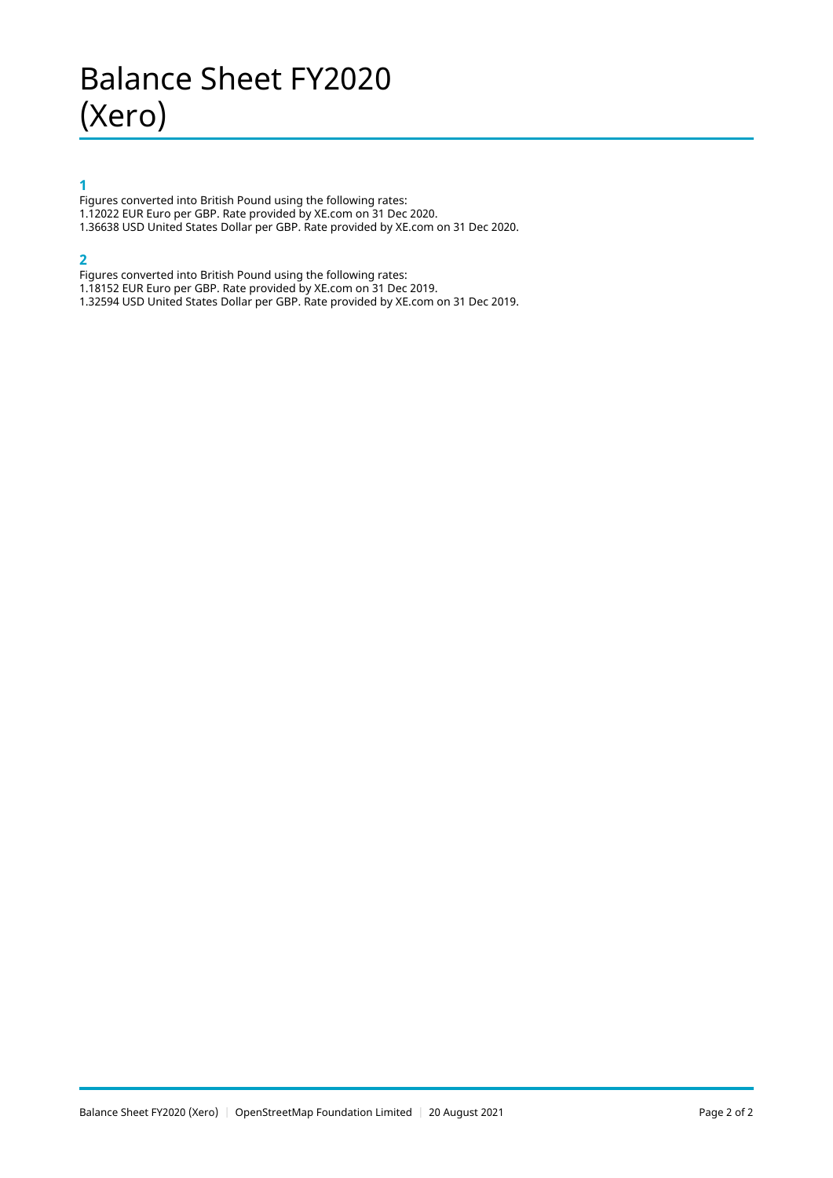# Balance Sheet FY2020 (Xero)

**1**

Figures converted into British Pound using the following rates:
1.12022 EUR Euro per GBP. Rate provided by XE.com on 31 Dec 2020.
1.36638 USD United States Dollar per GBP. Rate provided by XE.com on 31 Dec 2020.

**2**

Figures converted into British Pound using the following rates:
1.18152 EUR Euro per GBP. Rate provided by XE.com on 31 Dec 2019.
1.32594 USD United States Dollar per GBP. Rate provided by XE.com on 31 Dec 2019.